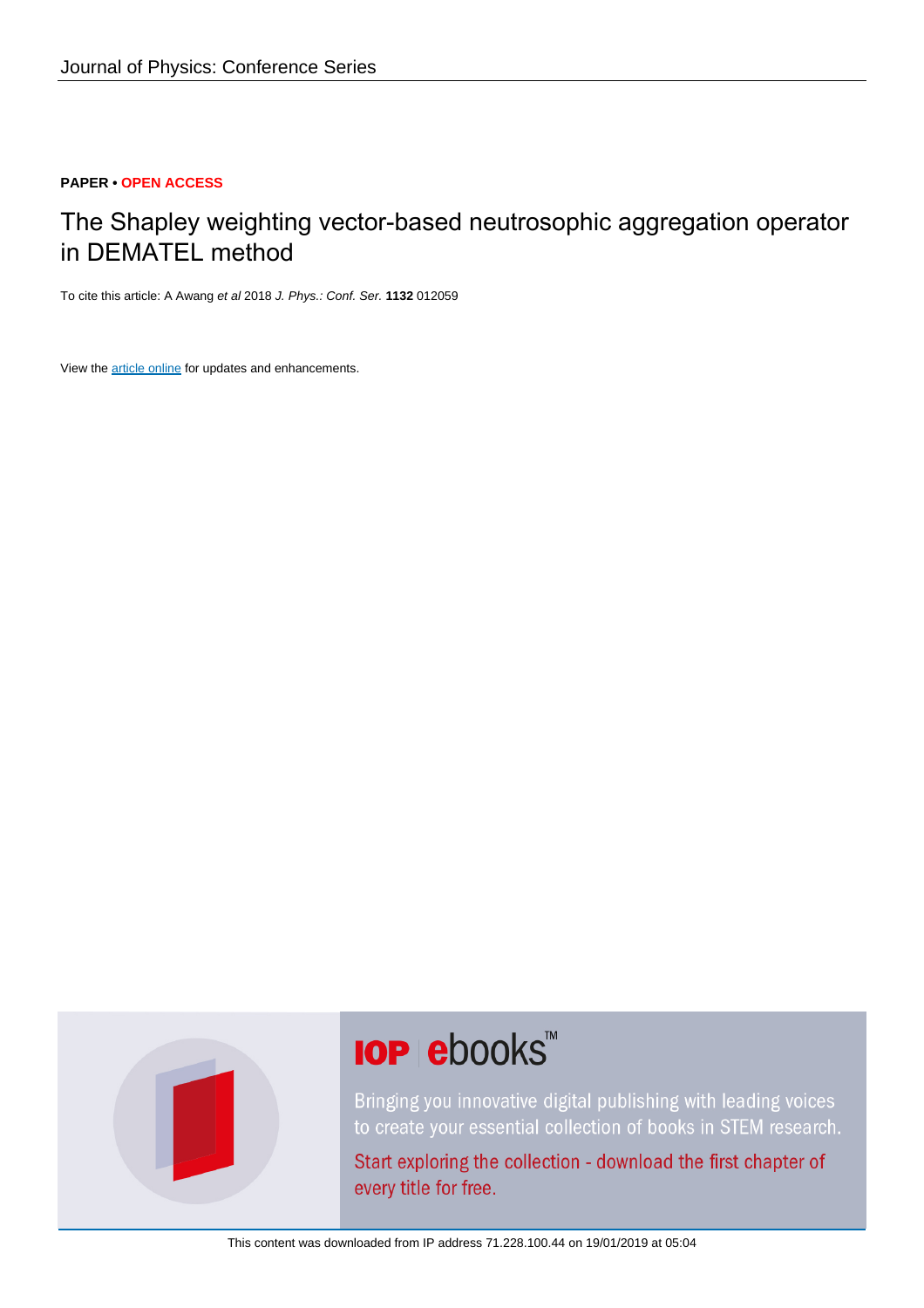PAPER • OPEN ACCESS

# The Shapley weighting vector-based neutrosophic aggregation operator in DEMATEL method

To cite this article: A Awang *et al* 2018 *J. Phys.: Conf. Ser.* **1132** 012059

View the article online for updates and enhancements.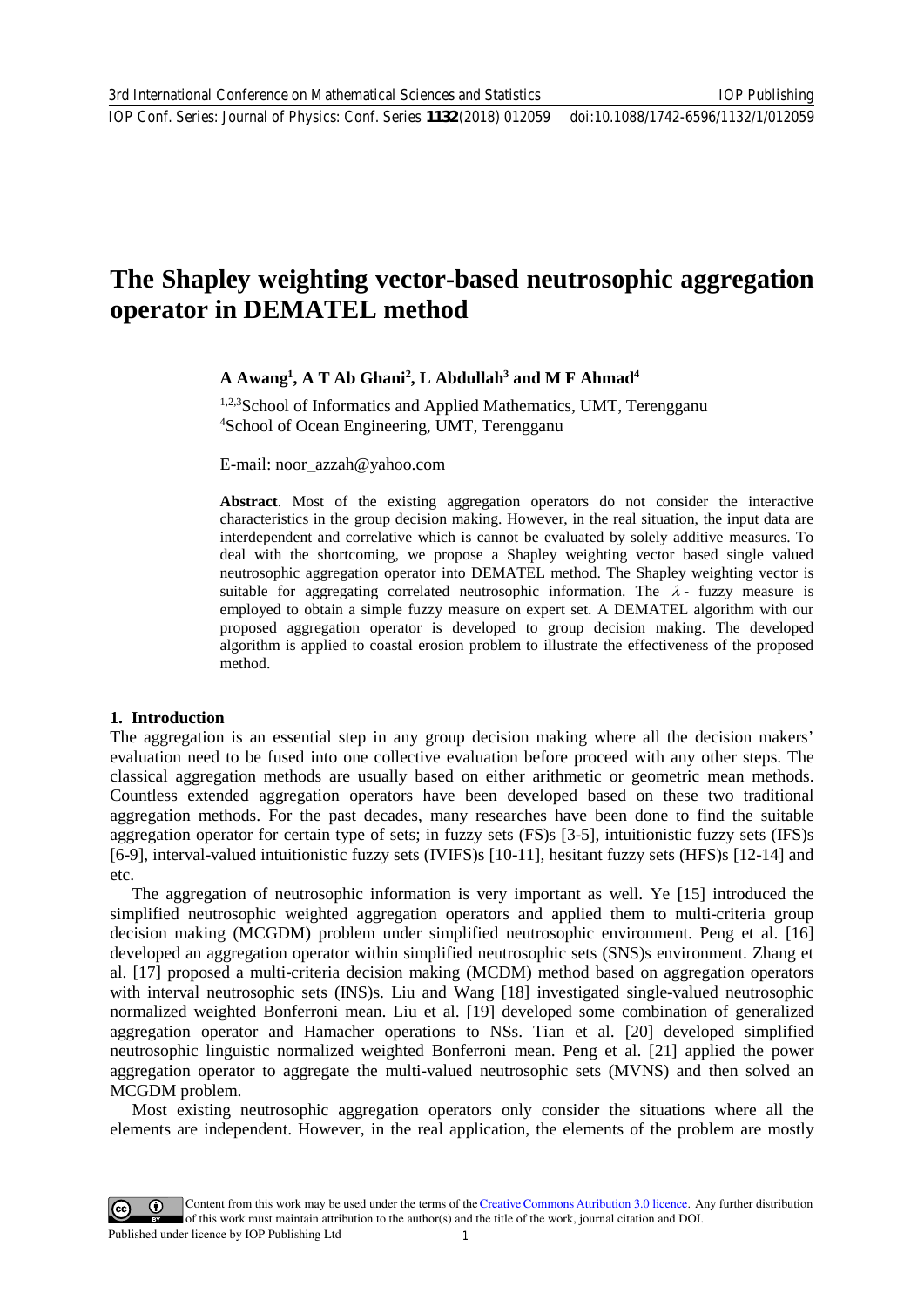# The Shapley weighting vector-based neutrosophic aggregation operator in DEMATEL method

**A Awang[1], A T Ab Ghani[2], L Abdullah[3] and M F Ahmad[4]**

[1,2,3]School of Informatics and Applied Mathematics, UMT, Terengganu
[4]School of Ocean Engineering, UMT, Terengganu

E-mail: noor_azzah@yahoo.com

**Abstract**. Most of the existing aggregation operators do not consider the interactive characteristics in the group decision making. However, in the real situation, the input data are interdependent and correlative which is cannot be evaluated by solely additive measures. To deal with the shortcoming, we propose a Shapley weighting vector based single valued neutrosophic aggregation operator into DEMATEL method. The Shapley weighting vector is suitable for aggregating correlated neutrosophic information. The $\lambda$- fuzzy measure is employed to obtain a simple fuzzy measure on expert set. A DEMATEL algorithm with our proposed aggregation operator is developed to group decision making. The developed algorithm is applied to coastal erosion problem to illustrate the effectiveness of the proposed method.

## 1. Introduction

The aggregation is an essential step in any group decision making where all the decision makers' evaluation need to be fused into one collective evaluation before proceed with any other steps. The classical aggregation methods are usually based on either arithmetic or geometric mean methods. Countless extended aggregation operators have been developed based on these two traditional aggregation methods. For the past decades, many researches have been done to find the suitable aggregation operator for certain type of sets; in fuzzy sets (FS)s [3-5], intuitionistic fuzzy sets (IFS)s [6-9], interval-valued intuitionistic fuzzy sets (IVIFS)s [10-11], hesitant fuzzy sets (HFS)s [12-14] and etc.

The aggregation of neutrosophic information is very important as well. Ye [15] introduced the simplified neutrosophic weighted aggregation operators and applied them to multi-criteria group decision making (MCGDM) problem under simplified neutrosophic environment. Peng et al. [16] developed an aggregation operator within simplified neutrosophic sets (SNS)s environment. Zhang et al. [17] proposed a multi-criteria decision making (MCDM) method based on aggregation operators with interval neutrosophic sets (INS)s. Liu and Wang [18] investigated single-valued neutrosophic normalized weighted Bonferroni mean. Liu et al. [19] developed some combination of generalized aggregation operator and Hamacher operations to NSs. Tian et al. [20] developed simplified neutrosophic linguistic normalized weighted Bonferroni mean. Peng et al. [21] applied the power aggregation operator to aggregate the multi-valued neutrosophic sets (MVNS) and then solved an MCGDM problem.

Most existing neutrosophic aggregation operators only consider the situations where all the elements are independent. However, in the real application, the elements of the problem are mostly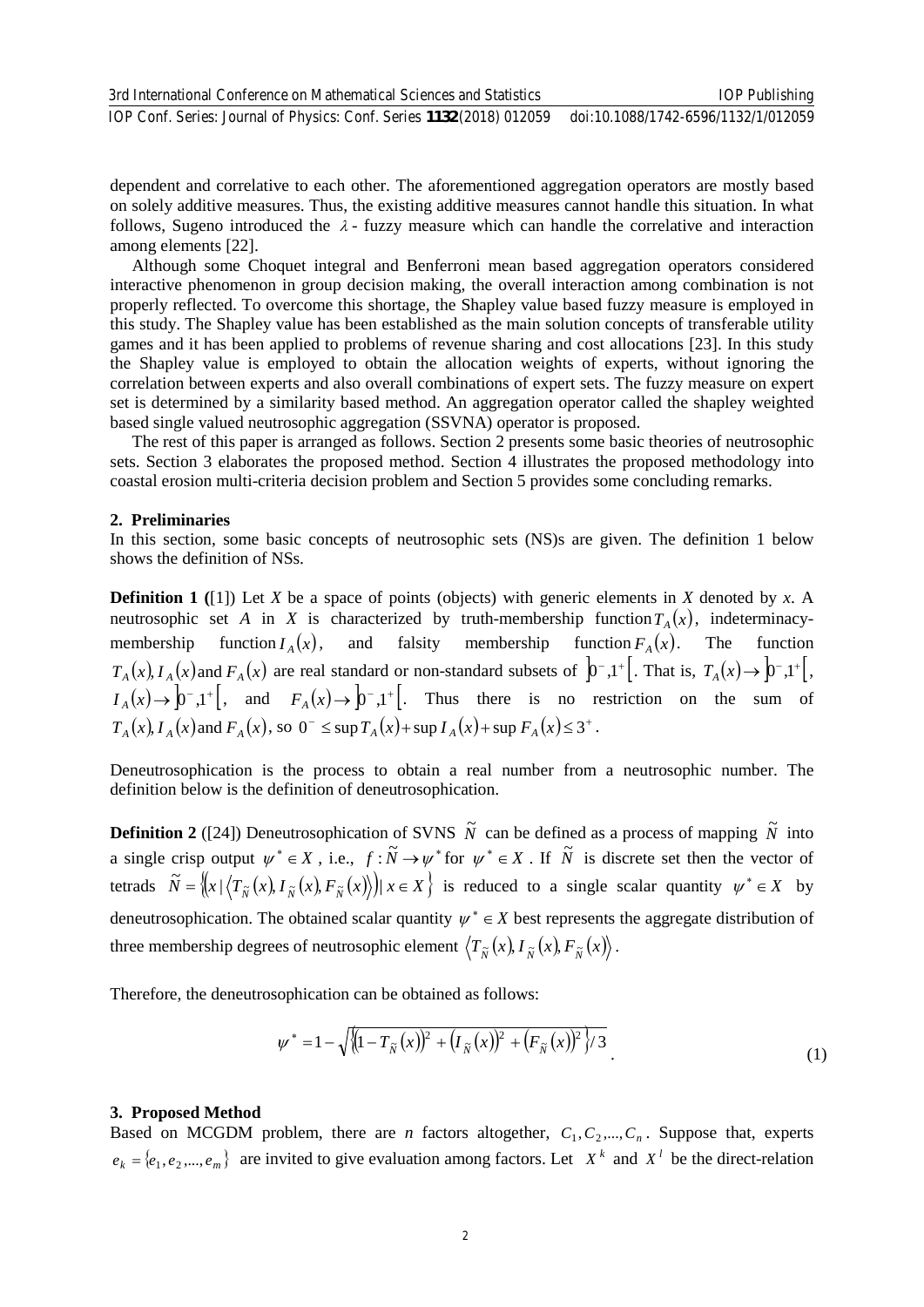dependent and correlative to each other. The aforementioned aggregation operators are mostly based on solely additive measures. Thus, the existing additive measures cannot handle this situation. In what follows, Sugeno introduced the $\lambda$ - fuzzy measure which can handle the correlative and interaction among elements [22].

Although some Choquet integral and Benferroni mean based aggregation operators considered interactive phenomenon in group decision making, the overall interaction among combination is not properly reflected. To overcome this shortage, the Shapley value based fuzzy measure is employed in this study. The Shapley value has been established as the main solution concepts of transferable utility games and it has been applied to problems of revenue sharing and cost allocations [23]. In this study the Shapley value is employed to obtain the allocation weights of experts, without ignoring the correlation between experts and also overall combinations of expert sets. The fuzzy measure on expert set is determined by a similarity based method. An aggregation operator called the shapley weighted based single valued neutrosophic aggregation (SSVNA) operator is proposed.

The rest of this paper is arranged as follows. Section 2 presents some basic theories of neutrosophic sets. Section 3 elaborates the proposed method. Section 4 illustrates the proposed methodology into coastal erosion multi-criteria decision problem and Section 5 provides some concluding remarks.

## 2. Preliminaries

In this section, some basic concepts of neutrosophic sets (NS)s are given. The definition 1 below shows the definition of NSs.

**Definition 1 (**[1]) Let $X$ be a space of points (objects) with generic elements in $X$ denoted by $x$. A neutrosophic set $A$ in $X$ is characterized by truth-membership function $T_A(x)$, indeterminacy-membership function $I_A(x)$, and falsity membership function $F_A(x)$. The function $T_A(x), I_A(x)$ and $F_A(x)$ are real standard or non-standard subsets of $\left]0^-,1^+\right[$. That is, $T_A(x) \rightarrow \left]0^-,1^+\right[$, $I_A(x) \rightarrow \left]0^-,1^+\right[$, and $F_A(x) \rightarrow \left]0^-,1^+\right[$. Thus there is no restriction on the sum of $T_A(x), I_A(x)$ and $F_A(x)$, so $0^- \leq \sup T_A(x) + \sup I_A(x) + \sup F_A(x) \leq 3^+$.

Deneutrosophication is the process to obtain a real number from a neutrosophic number. The definition below is the definition of deneutrosophication.

**Definition 2** ([24]) Deneutrosophication of SVNS $\tilde{N}$ can be defined as a process of mapping $\tilde{N}$ into a single crisp output $\psi^* \in X$, i.e., $f : \tilde{N} \rightarrow \psi^*$ for $\psi^* \in X$. If $\tilde{N}$ is discrete set then the vector of tetrads $\tilde{N} = \left\{ \left( x \mid \left\langle T_{\tilde{N}}(x), I_{\tilde{N}}(x), F_{\tilde{N}}(x) \right\rangle \right) \mid x \in X \right\}$ is reduced to a single scalar quantity $\psi^* \in X$ by deneutrosophication. The obtained scalar quantity $\psi^* \in X$ best represents the aggregate distribution of three membership degrees of neutrosophic element $\left\langle T_{\tilde{N}}(x), I_{\tilde{N}}(x), F_{\tilde{N}}(x) \right\rangle$.

Therefore, the deneutrosophication can be obtained as follows:

$$\psi^* = 1 - \sqrt{\left\{ \left(1 - T_{\tilde{N}}(x)\right)^2 + \left(I_{\tilde{N}}(x)\right)^2 + \left(F_{\tilde{N}}(x)\right)^2 \right\} / 3} \tag{1}$$

## 3. Proposed Method

Based on MCGDM problem, there are $n$ factors altogether, $C_1, C_2, ..., C_n$. Suppose that, experts $e_k = \{e_1, e_2, ..., e_m\}$ are invited to give evaluation among factors. Let $X^k$ and $X^l$ be the direct-relation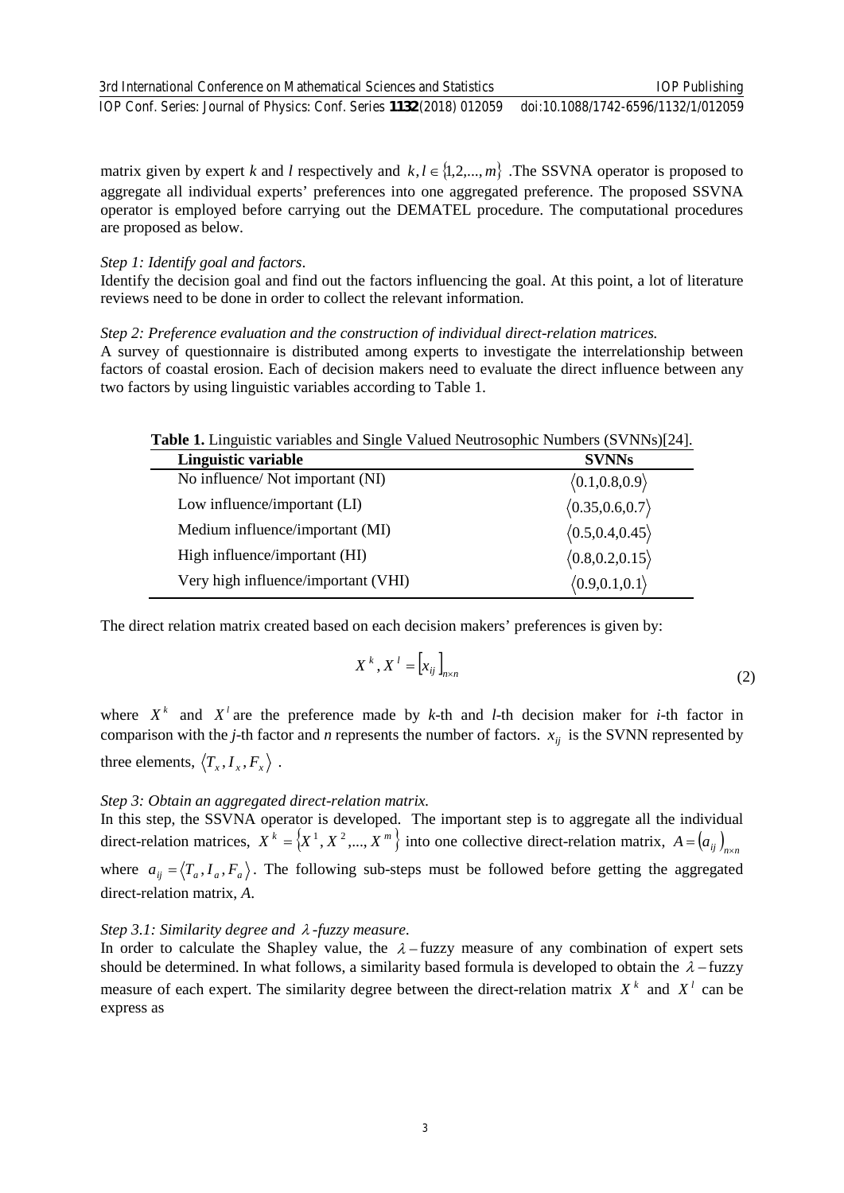matrix given by expert $k$ and $l$ respectively and $k,l \in \{1,2,...,m\}$ .The SSVNA operator is proposed to aggregate all individual experts' preferences into one aggregated preference. The proposed SSVNA operator is employed before carrying out the DEMATEL procedure. The computational procedures are proposed as below.

*Step 1: Identify goal and factors*.

Identify the decision goal and find out the factors influencing the goal. At this point, a lot of literature reviews need to be done in order to collect the relevant information.

*Step 2: Preference evaluation and the construction of individual direct-relation matrices.*

A survey of questionnaire is distributed among experts to investigate the interrelationship between factors of coastal erosion. Each of decision makers need to evaluate the direct influence between any two factors by using linguistic variables according to Table 1.

**Table 1.** Linguistic variables and Single Valued Neutrosophic Numbers (SVNNs)[24].

| Linguistic variable | SVNNs |
|---|---|
| No influence/ Not important (NI) | $\langle 0.1,0.8,0.9 \rangle$ |
| Low influence/important (LI) | $\langle 0.35,0.6,0.7 \rangle$ |
| Medium influence/important (MI) | $\langle 0.5,0.4,0.45 \rangle$ |
| High influence/important (HI) | $\langle 0.8,0.2,0.15 \rangle$ |
| Very high influence/important (VHI) | $\langle 0.9,0.1,0.1 \rangle$ |

The direct relation matrix created based on each decision makers' preferences is given by:

$$X^k, X^l = \left[x_{ij}\right]_{n \times n} \tag{2}$$

where $X^k$ and $X^l$ are the preference made by $k$-th and $l$-th decision maker for $i$-th factor in comparison with the $j$-th factor and $n$ represents the number of factors. $x_{ij}$ is the SVNN represented by three elements, $\langle T_x, I_x, F_x \rangle$ .

*Step 3: Obtain an aggregated direct-relation matrix.*

In this step, the SSVNA operator is developed. The important step is to aggregate all the individual direct-relation matrices, $X^k = \{X^1, X^2,..., X^m\}$ into one collective direct-relation matrix, $A = (a_{ij})_{n \times n}$ where $a_{ij} = \langle T_a, I_a, F_a \rangle$. The following sub-steps must be followed before getting the aggregated direct-relation matrix, $A$.

*Step 3.1: Similarity degree and $\lambda$-fuzzy measure*.

In order to calculate the Shapley value, the $\lambda$ – fuzzy measure of any combination of expert sets should be determined. In what follows, a similarity based formula is developed to obtain the $\lambda$ – fuzzy measure of each expert. The similarity degree between the direct-relation matrix $X^k$ and $X^l$ can be express as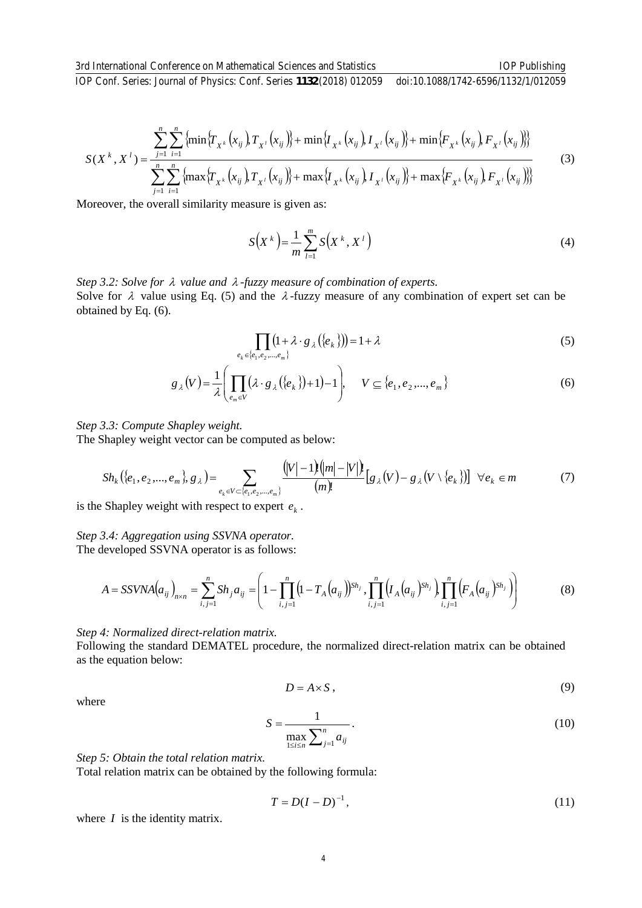$$S(X^k, X^l) = \frac{\sum_{j=1}^{n}\sum_{i=1}^{n}\left\{\min\left\{T_{X^k}(x_{ij}), T_{X^l}(x_{ij})\right\} + \min\left\{I_{X^k}(x_{ij}), I_{X^l}(x_{ij})\right\} + \min\left\{F_{X^k}(x_{ij}), F_{X^l}(x_{ij})\right\}\right\}}{\sum_{j=1}^{n}\sum_{i=1}^{n}\left\{\max\left\{T_{X^k}(x_{ij}), T_{X^l}(x_{ij})\right\} + \max\left\{I_{X^k}(x_{ij}), I_{X^l}(x_{ij})\right\} + \max\left\{F_{X^k}(x_{ij}), F_{X^l}(x_{ij})\right\}\right\}} \tag{3}$$

Moreover, the overall similarity measure is given as:

$$S\left(X^k\right) = \frac{1}{m}\sum_{l=1}^{m} S\left(X^k, X^l\right) \tag{4}$$

*Step 3.2: Solve for $\lambda$ value and $\lambda$-fuzzy measure of combination of experts.*

Solve for $\lambda$ value using Eq. (5) and the $\lambda$-fuzzy measure of any combination of expert set can be obtained by Eq. (6).

$$\prod_{e_k \in \{e_1, e_2, \ldots, e_m\}} \left(1 + \lambda \cdot g_\lambda(\{e_k\})\right) = 1 + \lambda \tag{5}$$

$$g_\lambda(V) = \frac{1}{\lambda}\left(\prod_{e_m \in V}\left(\lambda \cdot g_\lambda(\{e_k\}) + 1\right) - 1\right), \quad V \subseteq \{e_1, e_2, \ldots, e_m\} \tag{6}$$

*Step 3.3: Compute Shapley weight.*

The Shapley weight vector can be computed as below:

$$Sh_k\left(\{e_1, e_2, \ldots, e_m\}, g_\lambda\right) = \sum_{e_k \in V \subset \{e_1, e_2, \ldots, e_m\}} \frac{(|V|-1)!(|m|-|V|)!}{(m)!}\left[g_\lambda(V) - g_\lambda(V \setminus \{e_k\})\right] \quad \forall e_k \in m \tag{7}$$

is the Shapley weight with respect to expert $e_k$.

*Step 3.4: Aggregation using SSVNA operator.*

The developed SSVNA operator is as follows:

$$A = SSVNA\left(a_{ij}\right)_{n\times n} = \sum_{i,j=1}^{n} Sh_j a_{ij} = \left(1 - \prod_{i,j=1}^{n}\left(1 - T_A(a_{ij})\right)^{Sh_j}, \prod_{i,j=1}^{n}\left(I_A(a_{ij})^{Sh_j}\right), \prod_{i,j=1}^{n}\left(F_A(a_{ij})^{Sh_j}\right)\right) \tag{8}$$

*Step 4: Normalized direct-relation matrix.*

Following the standard DEMATEL procedure, the normalized direct-relation matrix can be obtained as the equation below:

$$D = A \times S, \tag{9}$$

where

$$S = \frac{1}{\max_{1 \le i \le n}\sum_{j=1}^{n} a_{ij}}. \tag{10}$$

*Step 5: Obtain the total relation matrix.*

Total relation matrix can be obtained by the following formula:

$$T = D(I - D)^{-1}, \tag{11}$$

where $I$ is the identity matrix.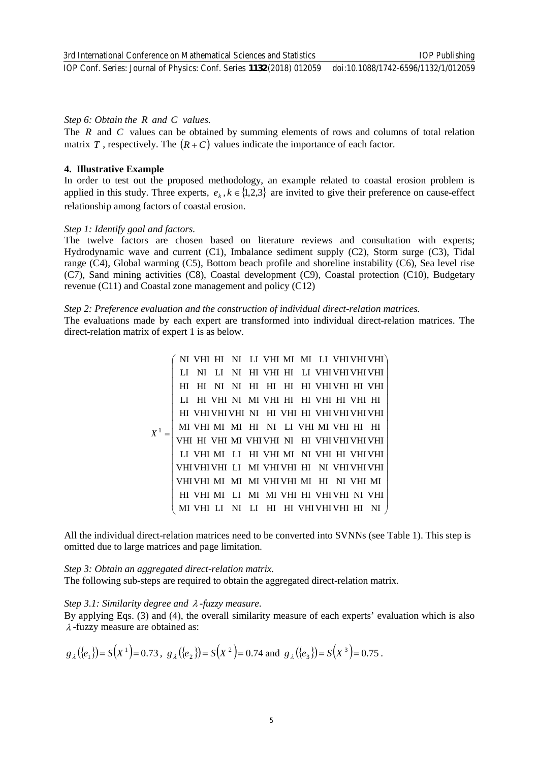*Step 6: Obtain the $R$ and $C$ values.*

The $R$ and $C$ values can be obtained by summing elements of rows and columns of total relation matrix $T$, respectively. The $(R+C)$ values indicate the importance of each factor.

## 4. Illustrative Example

In order to test out the proposed methodology, an example related to coastal erosion problem is applied in this study. Three experts, $e_k, k \in \{1,2,3\}$ are invited to give their preference on cause-effect relationship among factors of coastal erosion.

*Step 1: Identify goal and factors.*

The twelve factors are chosen based on literature reviews and consultation with experts; Hydrodynamic wave and current (C1), Imbalance sediment supply (C2), Storm surge (C3), Tidal range (C4), Global warming (C5), Bottom beach profile and shoreline instability (C6), Sea level rise (C7), Sand mining activities (C8), Coastal development (C9), Coastal protection (C10), Budgetary revenue (C11) and Coastal zone management and policy (C12)

*Step 2: Preference evaluation and the construction of individual direct-relation matrices.*

The evaluations made by each expert are transformed into individual direct-relation matrices. The direct-relation matrix of expert 1 is as below.

$$X^1 = \begin{pmatrix}
\text{NI} & \text{VHI} & \text{HI} & \text{NI} & \text{LI} & \text{VHI} & \text{MI} & \text{MI} & \text{LI} & \text{VHI} & \text{VHI} & \text{VHI} \\
\text{LI} & \text{NI} & \text{LI} & \text{NI} & \text{HI} & \text{VHI} & \text{HI} & \text{LI} & \text{VHI} & \text{VHI} & \text{VHI} & \text{VHI} \\
\text{HI} & \text{HI} & \text{NI} & \text{NI} & \text{HI} & \text{HI} & \text{HI} & \text{HI} & \text{VHI} & \text{VHI} & \text{HI} & \text{VHI} \\
\text{LI} & \text{HI} & \text{VHI} & \text{NI} & \text{MI} & \text{VHI} & \text{HI} & \text{HI} & \text{VHI} & \text{HI} & \text{VHI} & \text{HI} \\
\text{HI} & \text{VHI} & \text{VHI} & \text{VHI} & \text{NI} & \text{HI} & \text{VHI} & \text{HI} & \text{VHI} & \text{VHI} & \text{VHI} & \text{VHI} \\
\text{MI} & \text{VHI} & \text{MI} & \text{MI} & \text{HI} & \text{NI} & \text{LI} & \text{VHI} & \text{MI} & \text{VHI} & \text{HI} & \text{HI} \\
\text{VHI} & \text{HI} & \text{VHI} & \text{MI} & \text{VHI} & \text{VHI} & \text{NI} & \text{HI} & \text{VHI} & \text{VHI} & \text{VHI} & \text{VHI} \\
\text{LI} & \text{VHI} & \text{MI} & \text{LI} & \text{HI} & \text{VHI} & \text{MI} & \text{NI} & \text{VHI} & \text{HI} & \text{VHI} & \text{VHI} \\
\text{VHI} & \text{VHI} & \text{VHI} & \text{LI} & \text{MI} & \text{VHI} & \text{VHI} & \text{HI} & \text{NI} & \text{VHI} & \text{VHI} & \text{VHI} \\
\text{VHI} & \text{VHI} & \text{MI} & \text{MI} & \text{MI} & \text{VHI} & \text{VHI} & \text{MI} & \text{HI} & \text{NI} & \text{VHI} & \text{MI} \\
\text{HI} & \text{VHI} & \text{MI} & \text{LI} & \text{MI} & \text{MI} & \text{VHI} & \text{HI} & \text{VHI} & \text{VHI} & \text{NI} & \text{VHI} \\
\text{MI} & \text{VHI} & \text{LI} & \text{NI} & \text{LI} & \text{HI} & \text{HI} & \text{VHI} & \text{VHI} & \text{VHI} & \text{HI} & \text{NI}
\end{pmatrix}$$

All the individual direct-relation matrices need to be converted into SVNNs (see Table 1). This step is omitted due to large matrices and page limitation.

*Step 3: Obtain an aggregated direct-relation matrix.*

The following sub-steps are required to obtain the aggregated direct-relation matrix.

*Step 3.1: Similarity degree and $\lambda$-fuzzy measure.*

By applying Eqs. (3) and (4), the overall similarity measure of each experts' evaluation which is also $\lambda$-fuzzy measure are obtained as:

$g_\lambda(\{e_1\}) = S(X^1) = 0.73$, $g_\lambda(\{e_2\}) = S(X^2) = 0.74$ and $g_\lambda(\{e_3\}) = S(X^3) = 0.75$.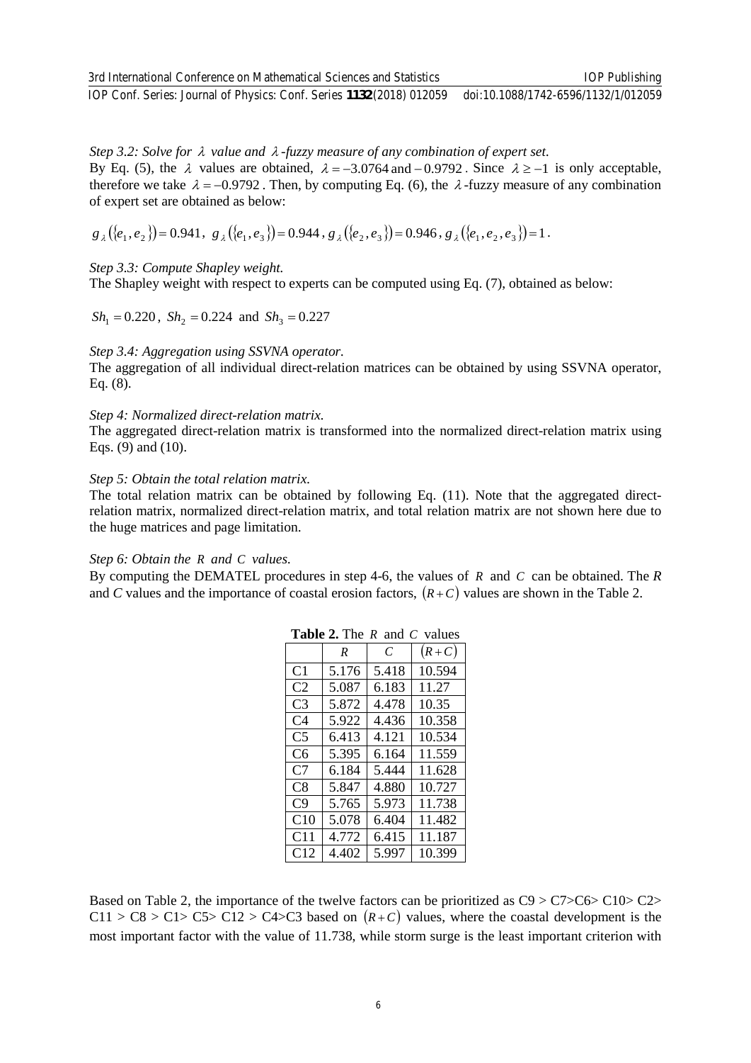*Step 3.2: Solve for $\lambda$ value and $\lambda$-fuzzy measure of any combination of expert set.*

By Eq. (5), the $\lambda$ values are obtained, $\lambda = -3.0764$ and $-0.9792$. Since $\lambda \geq -1$ is only acceptable, therefore we take $\lambda = -0.9792$. Then, by computing Eq. (6), the $\lambda$-fuzzy measure of any combination of expert set are obtained as below:

$g_{\lambda}(\{e_1, e_2\}) = 0.941$, $g_{\lambda}(\{e_1, e_3\}) = 0.944$, $g_{\lambda}(\{e_2, e_3\}) = 0.946$, $g_{\lambda}(\{e_1, e_2, e_3\}) = 1$.

*Step 3.3: Compute Shapley weight.*

The Shapley weight with respect to experts can be computed using Eq. (7), obtained as below:

$Sh_1 = 0.220$, $Sh_2 = 0.224$ and $Sh_3 = 0.227$

*Step 3.4: Aggregation using SSVNA operator.*

The aggregation of all individual direct-relation matrices can be obtained by using SSVNA operator, Eq. (8).

*Step 4: Normalized direct-relation matrix.*

The aggregated direct-relation matrix is transformed into the normalized direct-relation matrix using Eqs. (9) and (10).

*Step 5: Obtain the total relation matrix.*

The total relation matrix can be obtained by following Eq. (11). Note that the aggregated direct-relation matrix, normalized direct-relation matrix, and total relation matrix are not shown here due to the huge matrices and page limitation.

*Step 6: Obtain the $R$ and $C$ values.*

By computing the DEMATEL procedures in step 4-6, the values of $R$ and $C$ can be obtained. The $R$ and $C$ values and the importance of coastal erosion factors, $(R+C)$ values are shown in the Table 2.

**Table 2.** The $R$ and $C$ values

| | $R$ | $C$ | $(R+C)$ |
|---|---|---|---|
| C1 | 5.176 | 5.418 | 10.594 |
| C2 | 5.087 | 6.183 | 11.27 |
| C3 | 5.872 | 4.478 | 10.35 |
| C4 | 5.922 | 4.436 | 10.358 |
| C5 | 6.413 | 4.121 | 10.534 |
| C6 | 5.395 | 6.164 | 11.559 |
| C7 | 6.184 | 5.444 | 11.628 |
| C8 | 5.847 | 4.880 | 10.727 |
| C9 | 5.765 | 5.973 | 11.738 |
| C10 | 5.078 | 6.404 | 11.482 |
| C11 | 4.772 | 6.415 | 11.187 |
| C12 | 4.402 | 5.997 | 10.399 |

Based on Table 2, the importance of the twelve factors can be prioritized as C9 > C7>C6> C10> C2> C11 > C8 > C1> C5> C12 > C4>C3 based on $(R+C)$ values, where the coastal development is the most important factor with the value of 11.738, while storm surge is the least important criterion with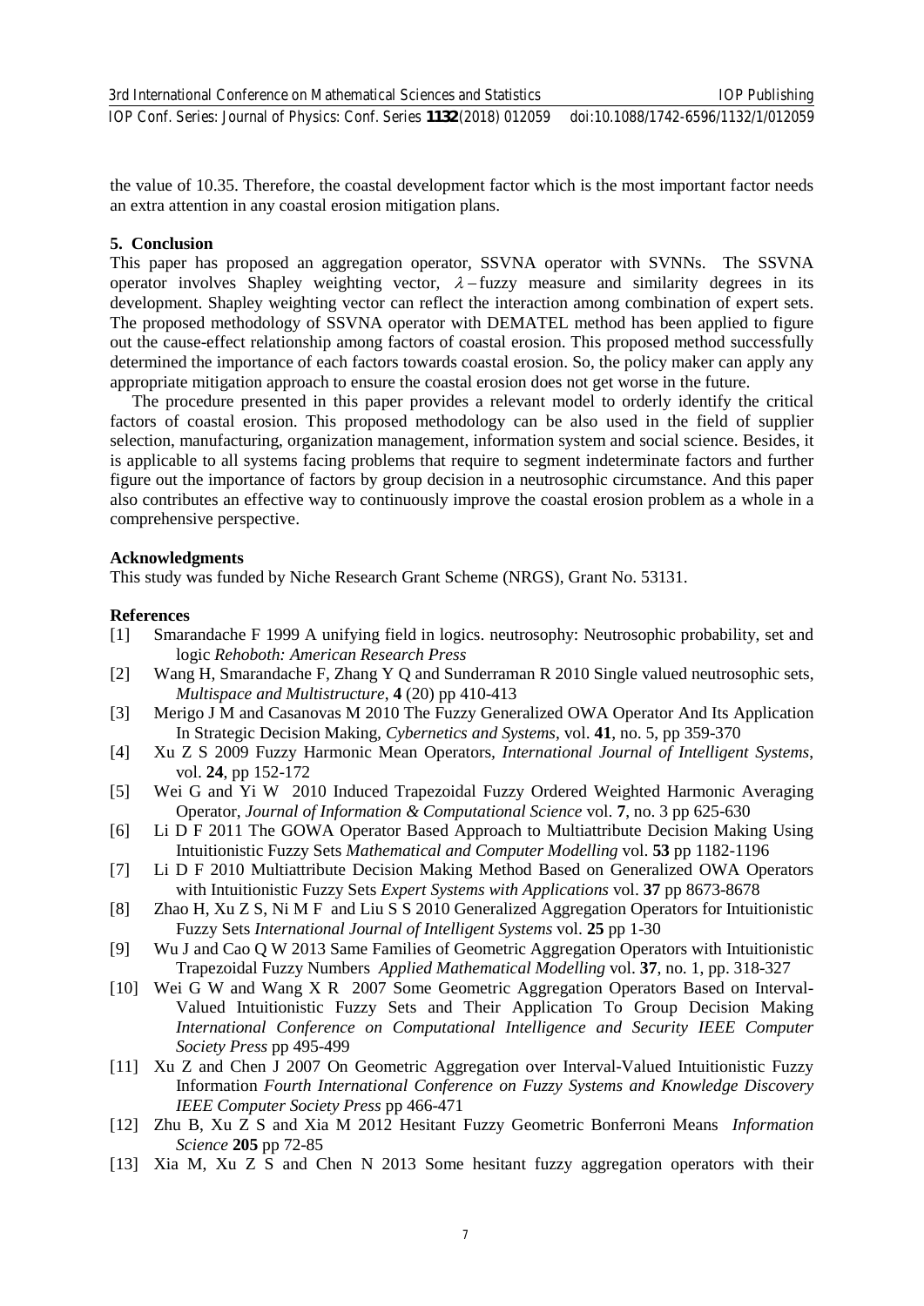the value of 10.35. Therefore, the coastal development factor which is the most important factor needs an extra attention in any coastal erosion mitigation plans.

## 5. Conclusion

This paper has proposed an aggregation operator, SSVNA operator with SVNNs. The SSVNA operator involves Shapley weighting vector, $\lambda-$fuzzy measure and similarity degrees in its development. Shapley weighting vector can reflect the interaction among combination of expert sets. The proposed methodology of SSVNA operator with DEMATEL method has been applied to figure out the cause-effect relationship among factors of coastal erosion. This proposed method successfully determined the importance of each factors towards coastal erosion. So, the policy maker can apply any appropriate mitigation approach to ensure the coastal erosion does not get worse in the future.

The procedure presented in this paper provides a relevant model to orderly identify the critical factors of coastal erosion. This proposed methodology can be also used in the field of supplier selection, manufacturing, organization management, information system and social science. Besides, it is applicable to all systems facing problems that require to segment indeterminate factors and further figure out the importance of factors by group decision in a neutrosophic circumstance. And this paper also contributes an effective way to continuously improve the coastal erosion problem as a whole in a comprehensive perspective.

## Acknowledgments

This study was funded by Niche Research Grant Scheme (NRGS), Grant No. 53131.

## References

[1] Smarandache F 1999 A unifying field in logics. neutrosophy: Neutrosophic probability, set and logic *Rehoboth: American Research Press*

[2] Wang H, Smarandache F, Zhang Y Q and Sunderraman R 2010 Single valued neutrosophic sets, *Multispace and Multistructure*, **4** (20) pp 410-413

[3] Merigo J M and Casanovas M 2010 The Fuzzy Generalized OWA Operator And Its Application In Strategic Decision Making, *Cybernetics and Systems*, vol. **41**, no. 5, pp 359-370

[4] Xu Z S 2009 Fuzzy Harmonic Mean Operators, *International Journal of Intelligent Systems*, vol. **24**, pp 152-172

[5] Wei G and Yi W 2010 Induced Trapezoidal Fuzzy Ordered Weighted Harmonic Averaging Operator, *Journal of Information & Computational Science* vol. **7**, no. 3 pp 625-630

[6] Li D F 2011 The GOWA Operator Based Approach to Multiattribute Decision Making Using Intuitionistic Fuzzy Sets *Mathematical and Computer Modelling* vol. **53** pp 1182-1196

[7] Li D F 2010 Multiattribute Decision Making Method Based on Generalized OWA Operators with Intuitionistic Fuzzy Sets *Expert Systems with Applications* vol. **37** pp 8673-8678

[8] Zhao H, Xu Z S, Ni M F and Liu S S 2010 Generalized Aggregation Operators for Intuitionistic Fuzzy Sets *International Journal of Intelligent Systems* vol. **25** pp 1-30

[9] Wu J and Cao Q W 2013 Same Families of Geometric Aggregation Operators with Intuitionistic Trapezoidal Fuzzy Numbers *Applied Mathematical Modelling* vol. **37**, no. 1, pp. 318-327

[10] Wei G W and Wang X R 2007 Some Geometric Aggregation Operators Based on Interval-Valued Intuitionistic Fuzzy Sets and Their Application To Group Decision Making *International Conference on Computational Intelligence and Security IEEE Computer Society Press* pp 495-499

[11] Xu Z and Chen J 2007 On Geometric Aggregation over Interval-Valued Intuitionistic Fuzzy Information *Fourth International Conference on Fuzzy Systems and Knowledge Discovery IEEE Computer Society Press* pp 466-471

[12] Zhu B, Xu Z S and Xia M 2012 Hesitant Fuzzy Geometric Bonferroni Means *Information Science* **205** pp 72-85

[13] Xia M, Xu Z S and Chen N 2013 Some hesitant fuzzy aggregation operators with their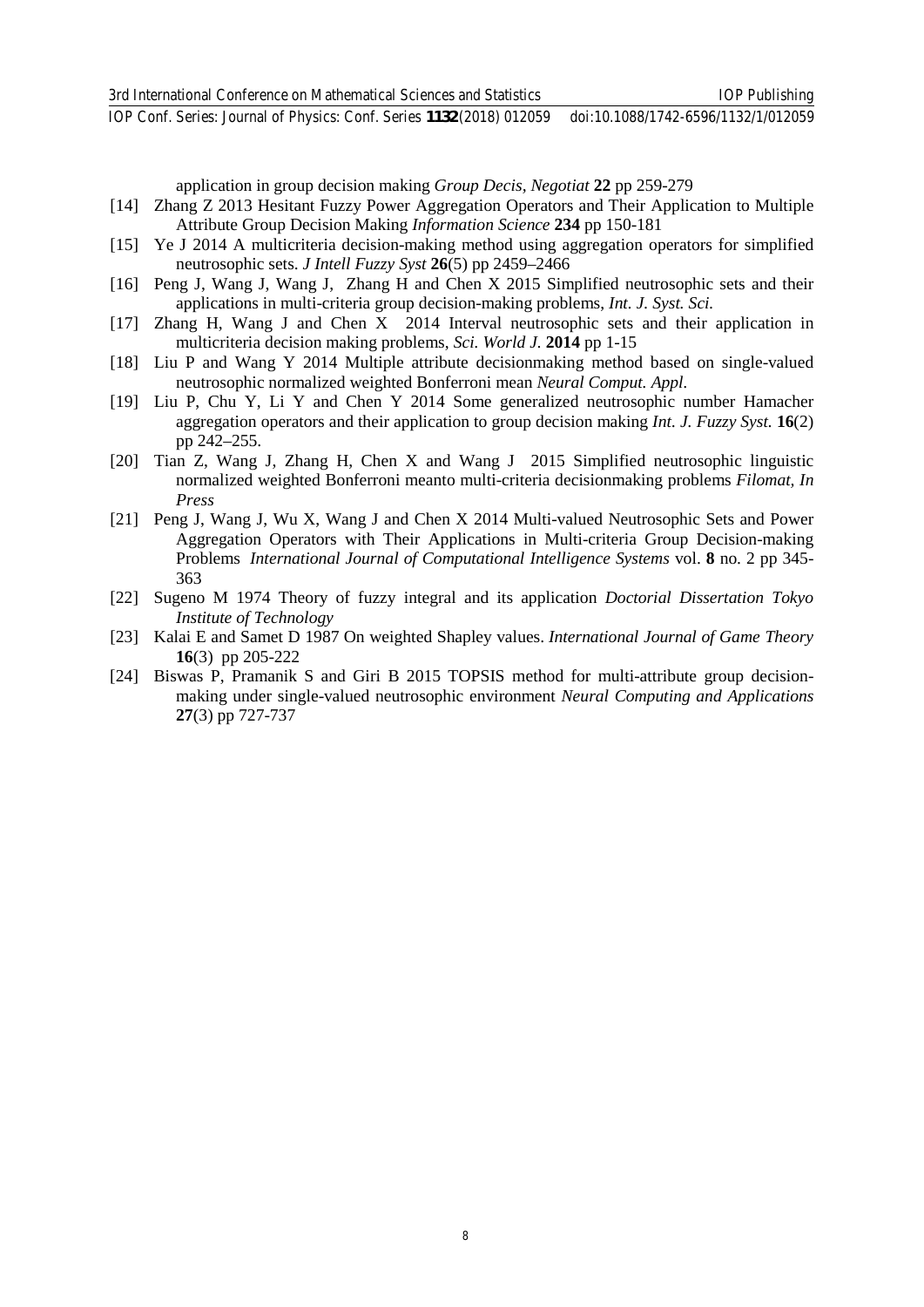application in group decision making *Group Decis, Negotiat* **22** pp 259-279

[14] Zhang Z 2013 Hesitant Fuzzy Power Aggregation Operators and Their Application to Multiple Attribute Group Decision Making *Information Science* **234** pp 150-181

[15] Ye J 2014 A multicriteria decision-making method using aggregation operators for simplified neutrosophic sets. *J Intell Fuzzy Syst* **26**(5) pp 2459–2466

[16] Peng J, Wang J, Wang J, Zhang H and Chen X 2015 Simplified neutrosophic sets and their applications in multi-criteria group decision-making problems, *Int. J. Syst. Sci.*

[17] Zhang H, Wang J and Chen X 2014 Interval neutrosophic sets and their application in multicriteria decision making problems, *Sci. World J.* **2014** pp 1-15

[18] Liu P and Wang Y 2014 Multiple attribute decisionmaking method based on single-valued neutrosophic normalized weighted Bonferroni mean *Neural Comput. Appl.*

[19] Liu P, Chu Y, Li Y and Chen Y 2014 Some generalized neutrosophic number Hamacher aggregation operators and their application to group decision making *Int. J. Fuzzy Syst.* **16**(2) pp 242–255.

[20] Tian Z, Wang J, Zhang H, Chen X and Wang J 2015 Simplified neutrosophic linguistic normalized weighted Bonferroni meanto multi-criteria decisionmaking problems *Filomat, In Press*

[21] Peng J, Wang J, Wu X, Wang J and Chen X 2014 Multi-valued Neutrosophic Sets and Power Aggregation Operators with Their Applications in Multi-criteria Group Decision-making Problems *International Journal of Computational Intelligence Systems* vol. **8** no. 2 pp 345-363

[22] Sugeno M 1974 Theory of fuzzy integral and its application *Doctorial Dissertation Tokyo Institute of Technology*

[23] Kalai E and Samet D 1987 On weighted Shapley values. *International Journal of Game Theory* **16**(3) pp 205-222

[24] Biswas P, Pramanik S and Giri B 2015 TOPSIS method for multi-attribute group decision-making under single-valued neutrosophic environment *Neural Computing and Applications* **27**(3) pp 727-737